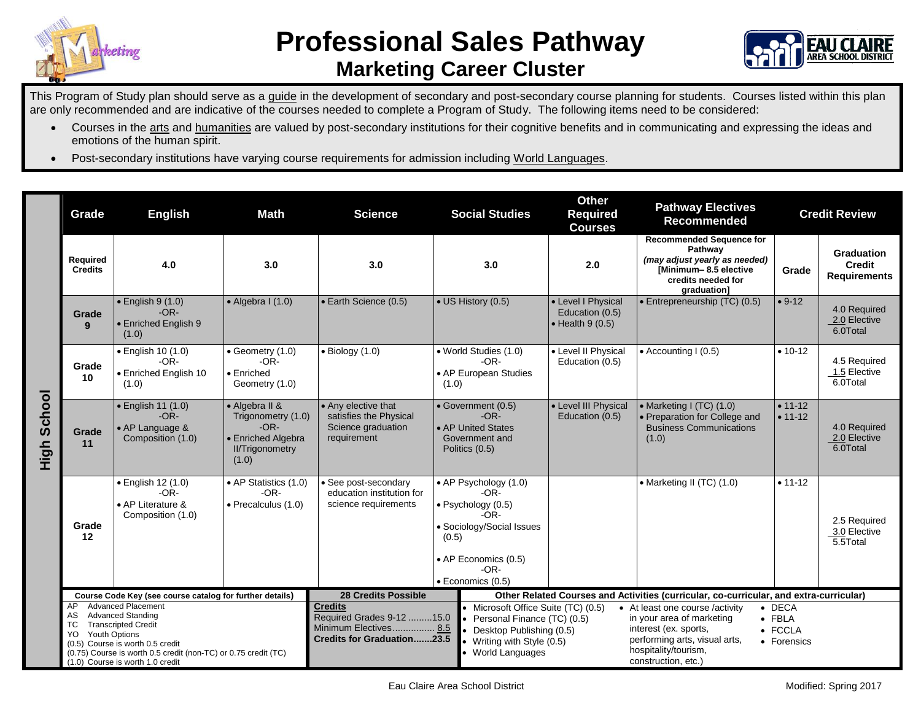# Professional Sales Pathway

## Marketing Career Cluster

This Program of Study plan should serve as a guide in the development of secondary and post-secondary course planning for students. Courses listed within this plan are only recommended and are indicative of the courses needed to complete a Program of Study. The following items need to be considered:

- Courses in the arts and humanities are valued by post-secondary institutions for their cognitive benefits and in communicating and expressing the ideas and emotions of the human spirit.
- Post-secondary institutions have varying course requirements for admission including World Languages.

### High School

| Grade | English | Math | Science | Social Studies | Other Required Courses | Pathway Electives Recommended | Credit Review | |
|---|---|---|---|---|---|---|---|---|
| Required Credits | 4.0 | 3.0 | 3.0 | 3.0 | 2.0 | Recommended Sequence for Pathway *(may adjust yearly as needed)* [Minimum– 8.5 elective credits needed for graduation] | Grade | Graduation Credit Requirements |
| Grade 9 | • English 9 (1.0) -OR- • Enriched English 9 (1.0) | • Algebra I (1.0) | • Earth Science (0.5) | • US History (0.5) | • Level I Physical Education (0.5) • Health 9 (0.5) | • Entrepreneurship (TC) (0.5) | • 9-12 | 4.0 Required 2.0 Elective 6.0Total |
| Grade 10 | • English 10 (1.0) -OR- • Enriched English 10 (1.0) | • Geometry (1.0) -OR- • Enriched Geometry (1.0) | • Biology (1.0) | • World Studies (1.0) -OR- • AP European Studies (1.0) | • Level II Physical Education (0.5) | • Accounting I (0.5) | • 10-12 | 4.5 Required 1.5 Elective 6.0Total |
| Grade 11 | • English 11 (1.0) -OR- • AP Language & Composition (1.0) | • Algebra II & Trigonometry (1.0) -OR- • Enriched Algebra II/Trigonometry (1.0) | • Any elective that satisfies the Physical Science graduation requirement | • Government (0.5) -OR- • AP United States Government and Politics (0.5) | • Level III Physical Education (0.5) | • Marketing I (TC) (1.0) • Preparation for College and Business Communications (1.0) | • 11-12 • 11-12 | 4.0 Required 2.0 Elective 6.0Total |
| Grade 12 | • English 12 (1.0) -OR- • AP Literature & Composition (1.0) | • AP Statistics (1.0) -OR- • Precalculus (1.0) | • See post-secondary education institution for science requirements | • AP Psychology (1.0) -OR- • Psychology (0.5) -OR- • Sociology/Social Issues (0.5) • AP Economics (0.5) -OR- • Economics (0.5) | | • Marketing II (TC) (1.0) | • 11-12 | 2.5 Required 3.0 Elective 5.5Total |

**Course Code Key (see course catalog for further details)**

- AP Advanced Placement
- AS Advanced Standing
- TC Transcripted Credit
- YO Youth Options
- (0.5) Course is worth 0.5 credit
- (0.75) Course is worth 0.5 credit (non-TC) or 0.75 credit (TC)
- (1.0) Course is worth 1.0 credit

**28 Credits Possible**

**Credits**
Required Grades 9-12 .........15.0
Minimum Electives................ 8.5
**Credits for Graduation.......23.5**

**Other Related Courses and Activities (curricular, co-curricular, and extra-curricular)**

- Microsoft Office Suite (TC) (0.5)
- Personal Finance (TC) (0.5)
- Desktop Publishing (0.5)
- Writing with Style (0.5)
- World Languages
- At least one course /activity in your area of marketing interest (ex. sports, performing arts, visual arts, hospitality/tourism, construction, etc.)
- DECA
- FBLA
- FCCLA
- Forensics

Eau Claire Area School District

Modified: Spring 2017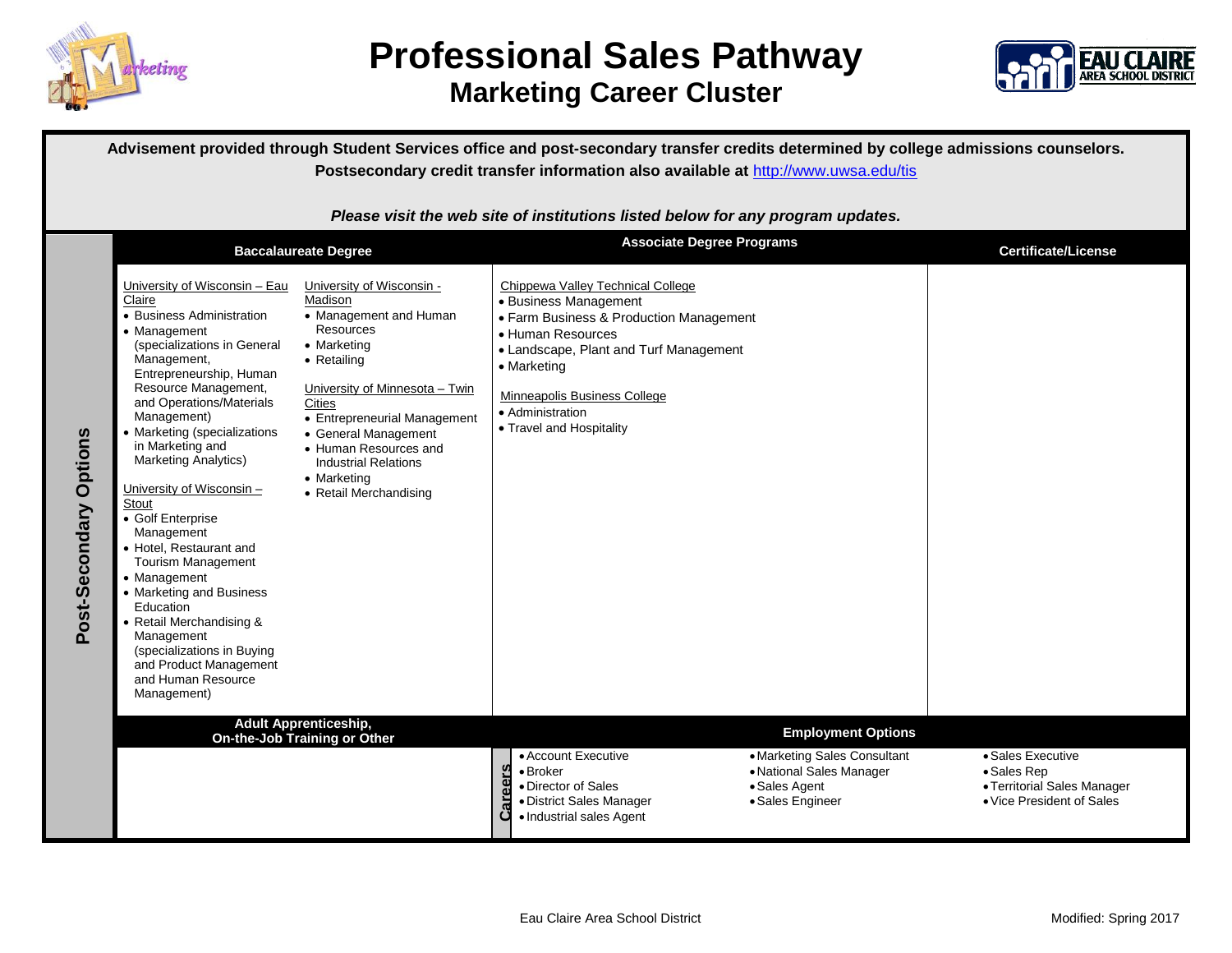# Professional Sales Pathway

## Marketing Career Cluster

**Advisement provided through Student Services office and post-secondary transfer credits determined by college admissions counselors.**
**Postsecondary credit transfer information also available at** http://www.uwsa.edu/tis

***Please visit the web site of institutions listed below for any program updates.***

## Post-Secondary Options

### Baccalaureate Degree

University of Wisconsin – Eau Claire
- Business Administration
- Management (specializations in General Management, Entrepreneurship, Human Resource Management, and Operations/Materials Management)
- Marketing (specializations in Marketing and Marketing Analytics)

University of Wisconsin – Stout
- Golf Enterprise Management
- Hotel, Restaurant and Tourism Management
- Management
- Marketing and Business Education
- Retail Merchandising & Management (specializations in Buying and Product Management and Human Resource Management)

University of Wisconsin - Madison
- Management and Human Resources
- Marketing
- Retailing

University of Minnesota – Twin Cities
- Entrepreneurial Management
- General Management
- Human Resources and Industrial Relations
- Marketing
- Retail Merchandising

### Associate Degree Programs

Chippewa Valley Technical College
- Business Management
- Farm Business & Production Management
- Human Resources
- Landscape, Plant and Turf Management
- Marketing

Minneapolis Business College
- Administration
- Travel and Hospitality

### Certificate/License

### Adult Apprenticeship, On-the-Job Training or Other

### Employment Options

**Careers**

- Account Executive
- Broker
- Director of Sales
- District Sales Manager
- Industrial sales Agent
- Marketing Sales Consultant
- National Sales Manager
- Sales Agent
- Sales Engineer
- Sales Executive
- Sales Rep
- Territorial Sales Manager
- Vice President of Sales

Eau Claire Area School District

Modified: Spring 2017